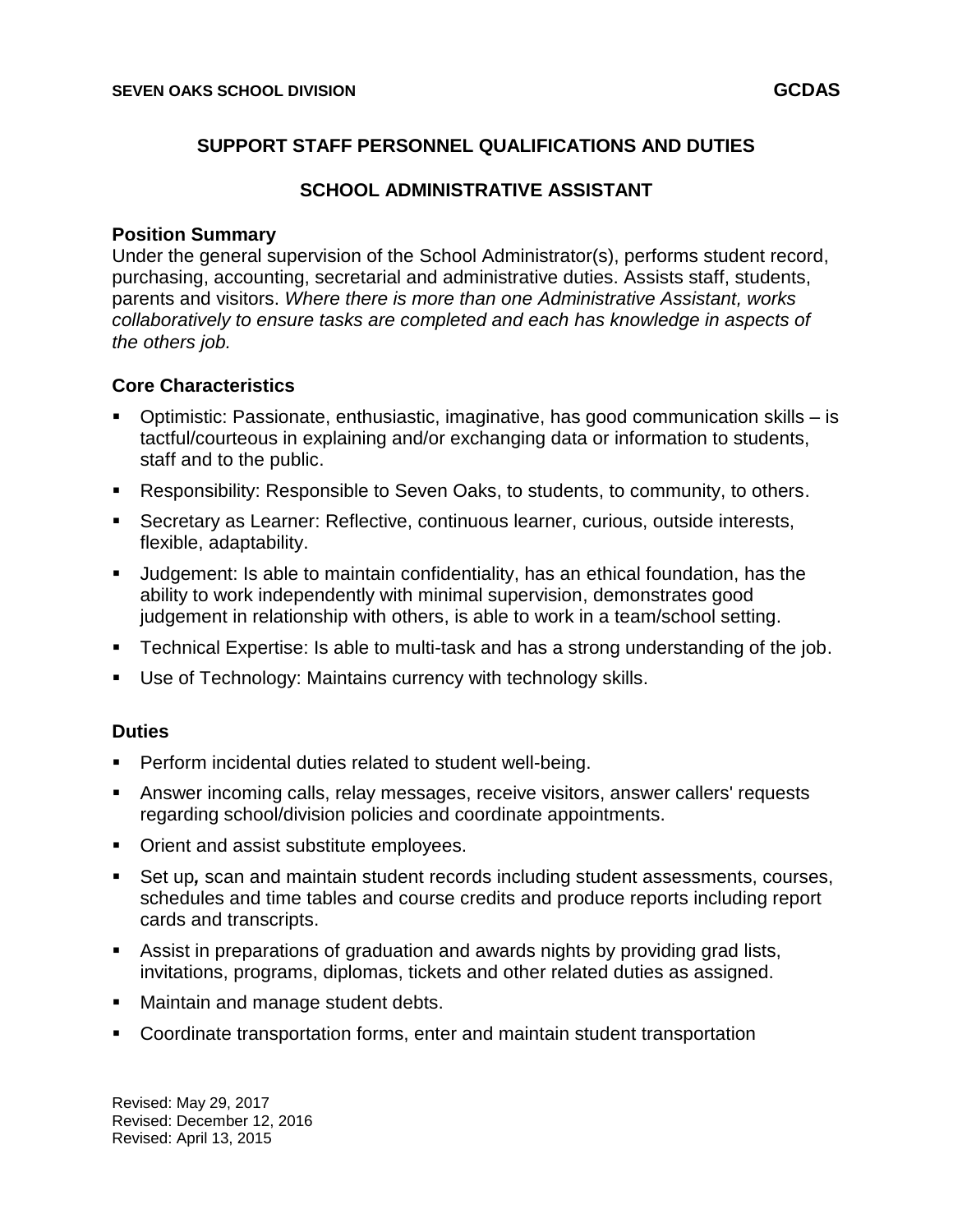**SEVEN OAKS SCHOOL DIVISION** **GCDAS**

# SUPPORT STAFF PERSONNEL QUALIFICATIONS AND DUTIES

## SCHOOL ADMINISTRATIVE ASSISTANT

### Position Summary

Under the general supervision of the School Administrator(s), performs student record, purchasing, accounting, secretarial and administrative duties. Assists staff, students, parents and visitors. *Where there is more than one Administrative Assistant, works collaboratively to ensure tasks are completed and each has knowledge in aspects of the others job.*

### Core Characteristics

- Optimistic: Passionate, enthusiastic, imaginative, has good communication skills – is tactful/courteous in explaining and/or exchanging data or information to students, staff and to the public.
- Responsibility: Responsible to Seven Oaks, to students, to community, to others.
- Secretary as Learner: Reflective, continuous learner, curious, outside interests, flexible, adaptability.
- Judgement: Is able to maintain confidentiality, has an ethical foundation, has the ability to work independently with minimal supervision, demonstrates good judgement in relationship with others, is able to work in a team/school setting.
- Technical Expertise: Is able to multi-task and has a strong understanding of the job.
- Use of Technology: Maintains currency with technology skills.

### Duties

- Perform incidental duties related to student well-being.
- Answer incoming calls, relay messages, receive visitors, answer callers' requests regarding school/division policies and coordinate appointments.
- Orient and assist substitute employees.
- Set up***,*** scan and maintain student records including student assessments, courses, schedules and time tables and course credits and produce reports including report cards and transcripts.
- Assist in preparations of graduation and awards nights by providing grad lists, invitations, programs, diplomas, tickets and other related duties as assigned.
- Maintain and manage student debts.
- Coordinate transportation forms, enter and maintain student transportation

Revised: May 29, 2017
Revised: December 12, 2016
Revised: April 13, 2015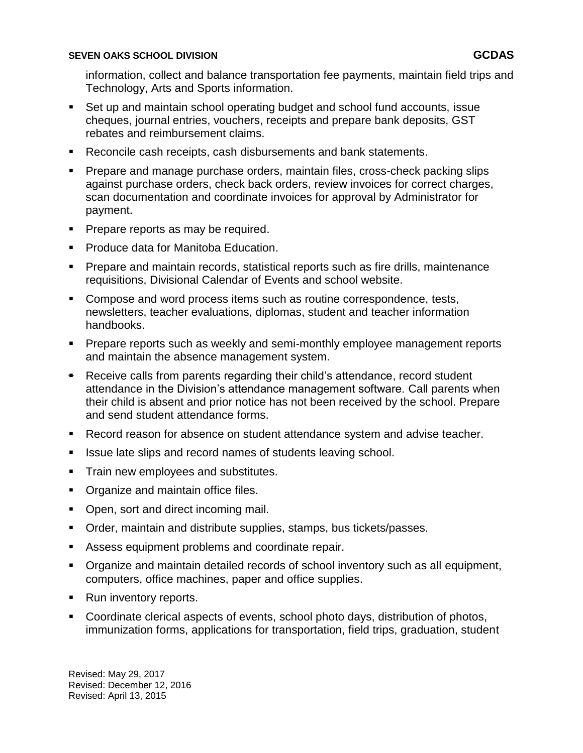information, collect and balance transportation fee payments, maintain field trips and Technology, Arts and Sports information.

- Set up and maintain school operating budget and school fund accounts, issue cheques, journal entries, vouchers, receipts and prepare bank deposits, GST rebates and reimbursement claims.
- Reconcile cash receipts, cash disbursements and bank statements.
- Prepare and manage purchase orders, maintain files, cross-check packing slips against purchase orders, check back orders, review invoices for correct charges, scan documentation and coordinate invoices for approval by Administrator for payment.
- Prepare reports as may be required.
- Produce data for Manitoba Education.
- Prepare and maintain records, statistical reports such as fire drills, maintenance requisitions, Divisional Calendar of Events and school website.
- Compose and word process items such as routine correspondence, tests, newsletters, teacher evaluations, diplomas, student and teacher information handbooks.
- Prepare reports such as weekly and semi-monthly employee management reports and maintain the absence management system.
- Receive calls from parents regarding their child's attendance, record student attendance in the Division's attendance management software. Call parents when their child is absent and prior notice has not been received by the school. Prepare and send student attendance forms.
- Record reason for absence on student attendance system and advise teacher.
- Issue late slips and record names of students leaving school.
- Train new employees and substitutes.
- Organize and maintain office files.
- Open, sort and direct incoming mail.
- Order, maintain and distribute supplies, stamps, bus tickets/passes.
- Assess equipment problems and coordinate repair.
- Organize and maintain detailed records of school inventory such as all equipment, computers, office machines, paper and office supplies.
- Run inventory reports.
- Coordinate clerical aspects of events, school photo days, distribution of photos, immunization forms, applications for transportation, field trips, graduation, student

Revised: May 29, 2017
Revised: December 12, 2016
Revised: April 13, 2015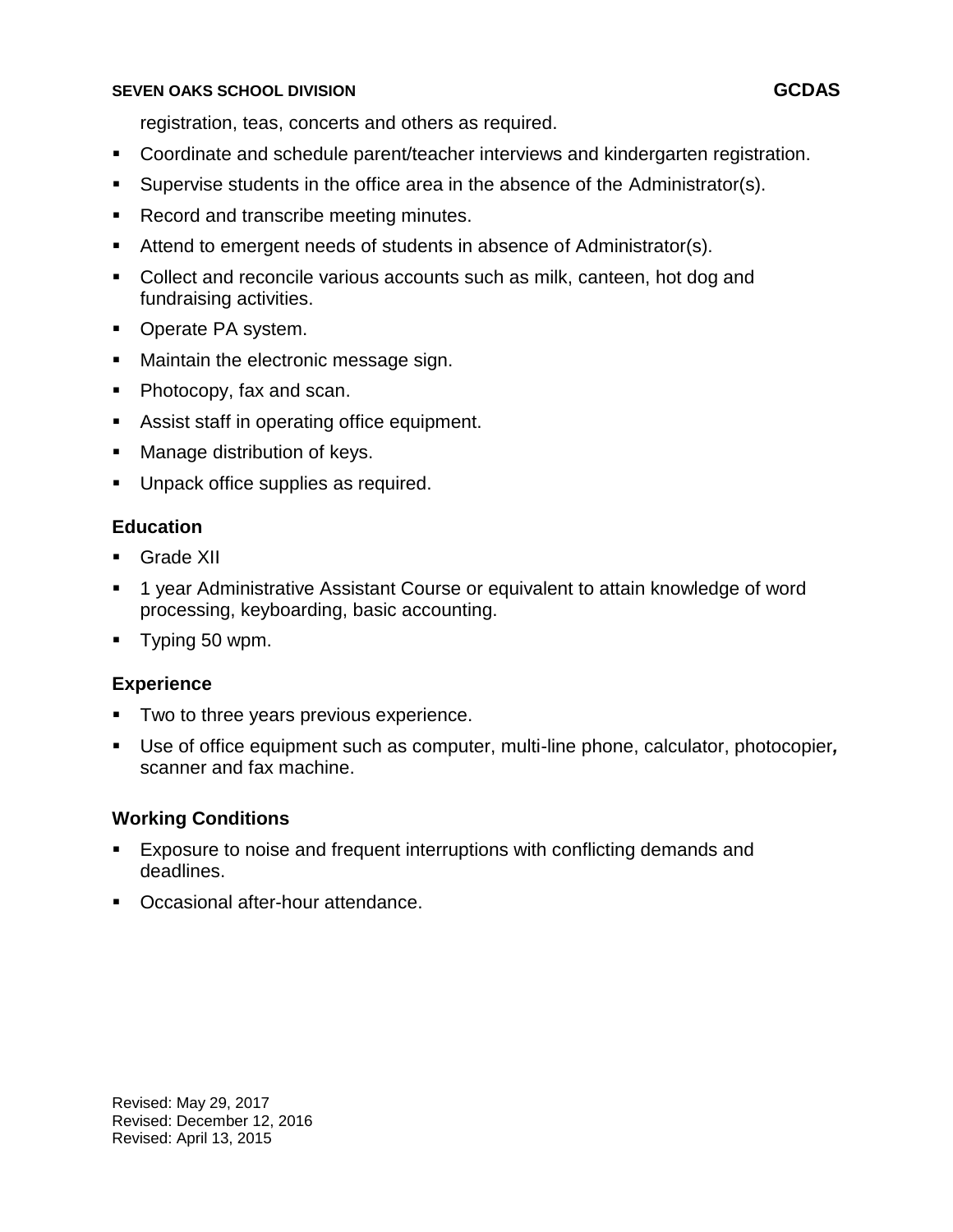registration, teas, concerts and others as required.

- Coordinate and schedule parent/teacher interviews and kindergarten registration.
- Supervise students in the office area in the absence of the Administrator(s).
- Record and transcribe meeting minutes.
- Attend to emergent needs of students in absence of Administrator(s).
- Collect and reconcile various accounts such as milk, canteen, hot dog and fundraising activities.
- Operate PA system.
- Maintain the electronic message sign.
- Photocopy, fax and scan.
- Assist staff in operating office equipment.
- Manage distribution of keys.
- Unpack office supplies as required.

### Education

- Grade XII
- 1 year Administrative Assistant Course or equivalent to attain knowledge of word processing, keyboarding, basic accounting.
- Typing 50 wpm.

### Experience

- Two to three years previous experience.
- Use of office equipment such as computer, multi-line phone, calculator, photocopier, scanner and fax machine.

### Working Conditions

- Exposure to noise and frequent interruptions with conflicting demands and deadlines.
- Occasional after-hour attendance.

Revised: May 29, 2017
Revised: December 12, 2016
Revised: April 13, 2015